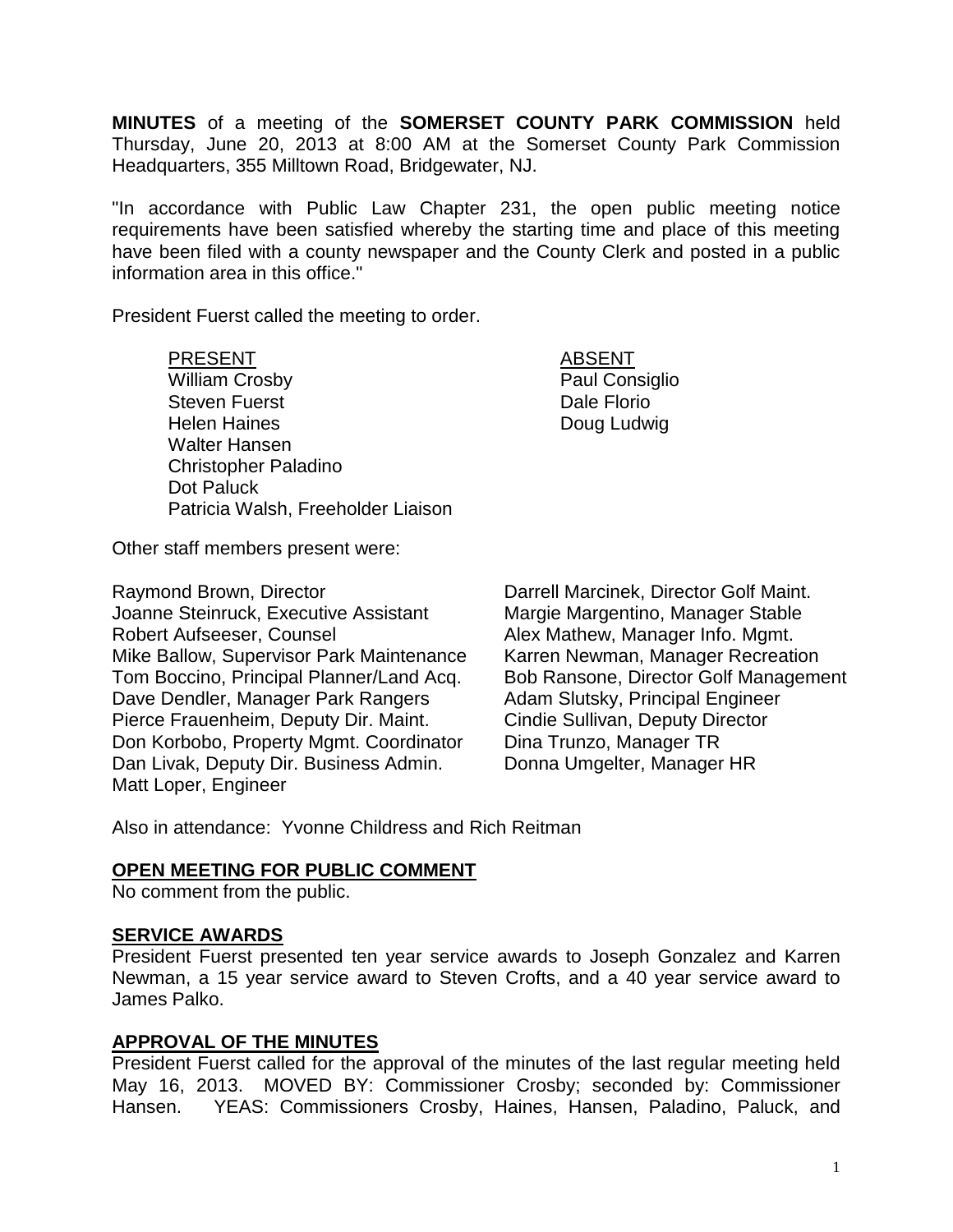**MINUTES** of a meeting of the **SOMERSET COUNTY PARK COMMISSION** held Thursday, June 20, 2013 at 8:00 AM at the Somerset County Park Commission Headquarters, 355 Milltown Road, Bridgewater, NJ.

"In accordance with Public Law Chapter 231, the open public meeting notice requirements have been satisfied whereby the starting time and place of this meeting have been filed with a county newspaper and the County Clerk and posted in a public information area in this office."

President Fuerst called the meeting to order.

| PRESENT | ABSENT |
|---|---|
| William Crosby | Paul Consiglio |
| Steven Fuerst | Dale Florio |
| Helen Haines | Doug Ludwig |
| Walter Hansen | |
| Christopher Paladino | |
| Dot Paluck | |
| Patricia Walsh, Freeholder Liaison | |

Other staff members present were:

Raymond Brown, Director
Joanne Steinruck, Executive Assistant
Robert Aufseeser, Counsel
Mike Ballow, Supervisor Park Maintenance
Tom Boccino, Principal Planner/Land Acq.
Dave Dendler, Manager Park Rangers
Pierce Frauenheim, Deputy Dir. Maint.
Don Korbobo, Property Mgmt. Coordinator
Dan Livak, Deputy Dir. Business Admin.
Matt Loper, Engineer
Darrell Marcinek, Director Golf Maint.
Margie Margentino, Manager Stable
Alex Mathew, Manager Info. Mgmt.
Karren Newman, Manager Recreation
Bob Ransone, Director Golf Management
Adam Slutsky, Principal Engineer
Cindie Sullivan, Deputy Director
Dina Trunzo, Manager TR
Donna Umgelter, Manager HR

Also in attendance: Yvonne Childress and Rich Reitman

## OPEN MEETING FOR PUBLIC COMMENT

No comment from the public.

## SERVICE AWARDS

President Fuerst presented ten year service awards to Joseph Gonzalez and Karren Newman, a 15 year service award to Steven Crofts, and a 40 year service award to James Palko.

## APPROVAL OF THE MINUTES

President Fuerst called for the approval of the minutes of the last regular meeting held May 16, 2013. MOVED BY: Commissioner Crosby; seconded by: Commissioner Hansen. YEAS: Commissioners Crosby, Haines, Hansen, Paladino, Paluck, and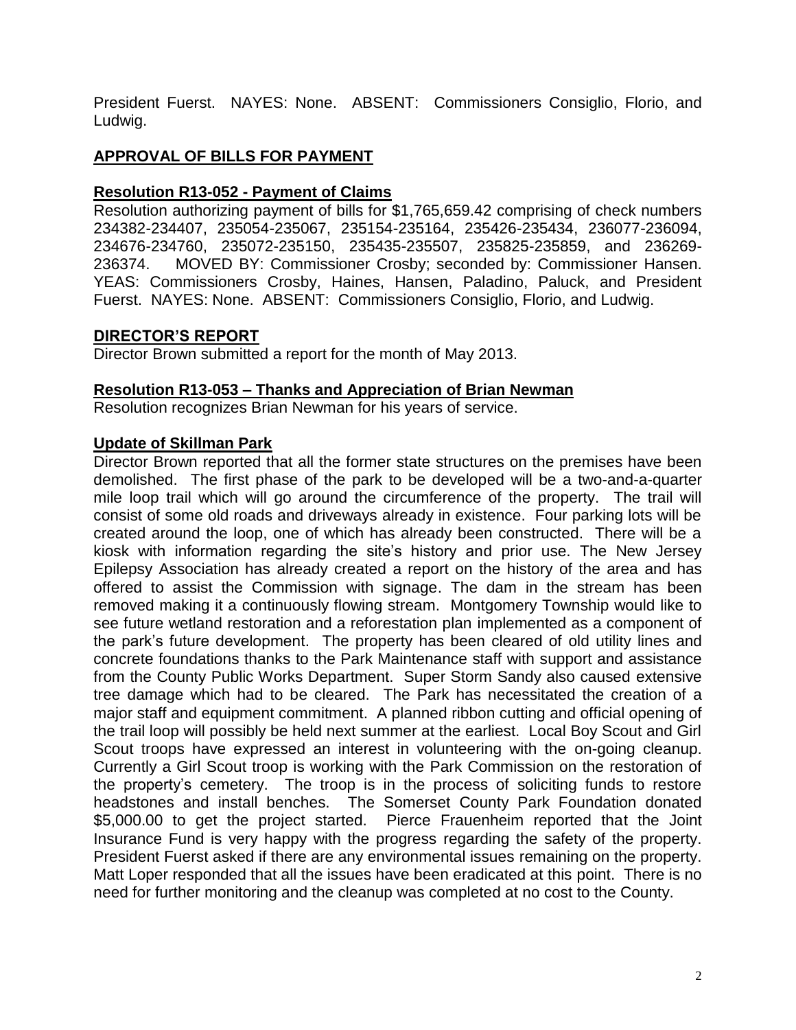President Fuerst. NAYES: None. ABSENT: Commissioners Consiglio, Florio, and Ludwig.

## **APPROVAL OF BILLS FOR PAYMENT**

### **Resolution R13-052 - Payment of Claims**

Resolution authorizing payment of bills for $1,765,659.42 comprising of check numbers 234382-234407, 235054-235067, 235154-235164, 235426-235434, 236077-236094, 234676-234760, 235072-235150, 235435-235507, 235825-235859, and 236269-236374. MOVED BY: Commissioner Crosby; seconded by: Commissioner Hansen. YEAS: Commissioners Crosby, Haines, Hansen, Paladino, Paluck, and President Fuerst. NAYES: None. ABSENT: Commissioners Consiglio, Florio, and Ludwig.

## **DIRECTOR'S REPORT**

Director Brown submitted a report for the month of May 2013.

### **Resolution R13-053 – Thanks and Appreciation of Brian Newman**

Resolution recognizes Brian Newman for his years of service.

### **Update of Skillman Park**

Director Brown reported that all the former state structures on the premises have been demolished. The first phase of the park to be developed will be a two-and-a-quarter mile loop trail which will go around the circumference of the property. The trail will consist of some old roads and driveways already in existence. Four parking lots will be created around the loop, one of which has already been constructed. There will be a kiosk with information regarding the site's history and prior use. The New Jersey Epilepsy Association has already created a report on the history of the area and has offered to assist the Commission with signage. The dam in the stream has been removed making it a continuously flowing stream. Montgomery Township would like to see future wetland restoration and a reforestation plan implemented as a component of the park's future development. The property has been cleared of old utility lines and concrete foundations thanks to the Park Maintenance staff with support and assistance from the County Public Works Department. Super Storm Sandy also caused extensive tree damage which had to be cleared. The Park has necessitated the creation of a major staff and equipment commitment. A planned ribbon cutting and official opening of the trail loop will possibly be held next summer at the earliest. Local Boy Scout and Girl Scout troops have expressed an interest in volunteering with the on-going cleanup. Currently a Girl Scout troop is working with the Park Commission on the restoration of the property's cemetery. The troop is in the process of soliciting funds to restore headstones and install benches. The Somerset County Park Foundation donated $5,000.00 to get the project started. Pierce Frauenheim reported that the Joint Insurance Fund is very happy with the progress regarding the safety of the property. President Fuerst asked if there are any environmental issues remaining on the property. Matt Loper responded that all the issues have been eradicated at this point. There is no need for further monitoring and the cleanup was completed at no cost to the County.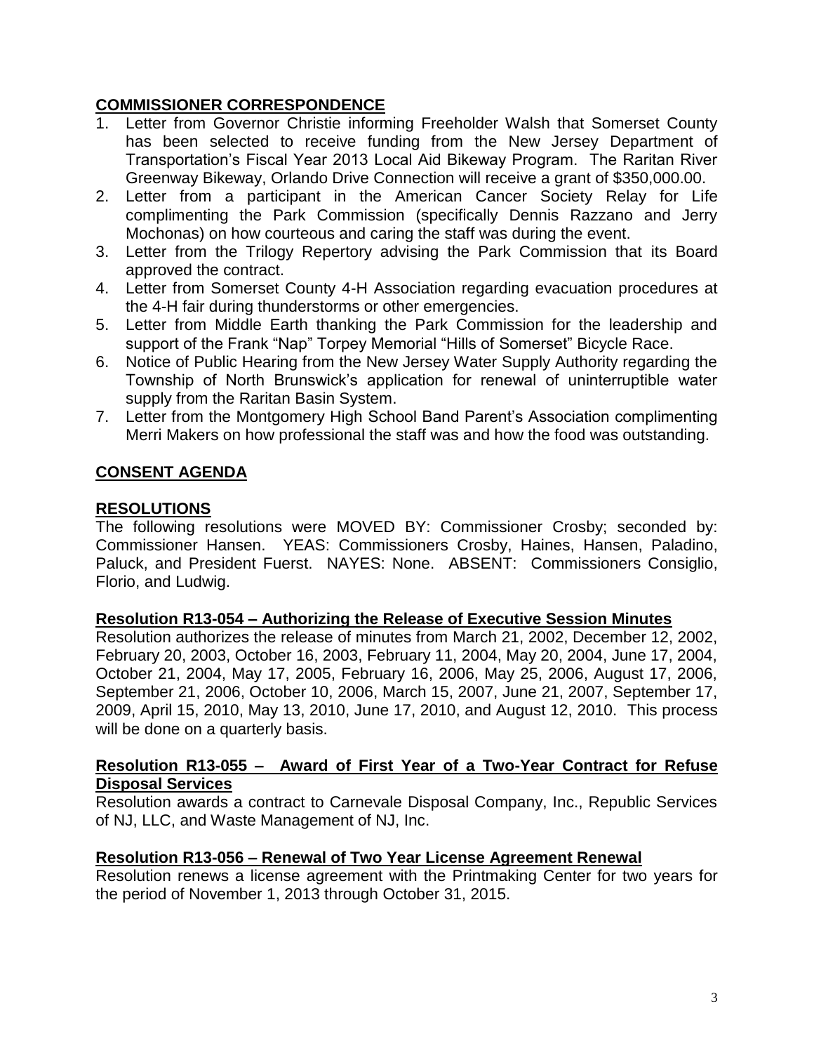## COMMISSIONER CORRESPONDENCE

1. Letter from Governor Christie informing Freeholder Walsh that Somerset County has been selected to receive funding from the New Jersey Department of Transportation's Fiscal Year 2013 Local Aid Bikeway Program. The Raritan River Greenway Bikeway, Orlando Drive Connection will receive a grant of $350,000.00.
2. Letter from a participant in the American Cancer Society Relay for Life complimenting the Park Commission (specifically Dennis Razzano and Jerry Mochonas) on how courteous and caring the staff was during the event.
3. Letter from the Trilogy Repertory advising the Park Commission that its Board approved the contract.
4. Letter from Somerset County 4-H Association regarding evacuation procedures at the 4-H fair during thunderstorms or other emergencies.
5. Letter from Middle Earth thanking the Park Commission for the leadership and support of the Frank "Nap" Torpey Memorial "Hills of Somerset" Bicycle Race.
6. Notice of Public Hearing from the New Jersey Water Supply Authority regarding the Township of North Brunswick's application for renewal of uninterruptible water supply from the Raritan Basin System.
7. Letter from the Montgomery High School Band Parent's Association complimenting Merri Makers on how professional the staff was and how the food was outstanding.

## CONSENT AGENDA

## RESOLUTIONS

The following resolutions were MOVED BY: Commissioner Crosby; seconded by: Commissioner Hansen. YEAS: Commissioners Crosby, Haines, Hansen, Paladino, Paluck, and President Fuerst. NAYES: None. ABSENT: Commissioners Consiglio, Florio, and Ludwig.

### Resolution R13-054 – Authorizing the Release of Executive Session Minutes

Resolution authorizes the release of minutes from March 21, 2002, December 12, 2002, February 20, 2003, October 16, 2003, February 11, 2004, May 20, 2004, June 17, 2004, October 21, 2004, May 17, 2005, February 16, 2006, May 25, 2006, August 17, 2006, September 21, 2006, October 10, 2006, March 15, 2007, June 21, 2007, September 17, 2009, April 15, 2010, May 13, 2010, June 17, 2010, and August 12, 2010. This process will be done on a quarterly basis.

### Resolution R13-055 – Award of First Year of a Two-Year Contract for Refuse Disposal Services

Resolution awards a contract to Carnevale Disposal Company, Inc., Republic Services of NJ, LLC, and Waste Management of NJ, Inc.

### Resolution R13-056 – Renewal of Two Year License Agreement Renewal

Resolution renews a license agreement with the Printmaking Center for two years for the period of November 1, 2013 through October 31, 2015.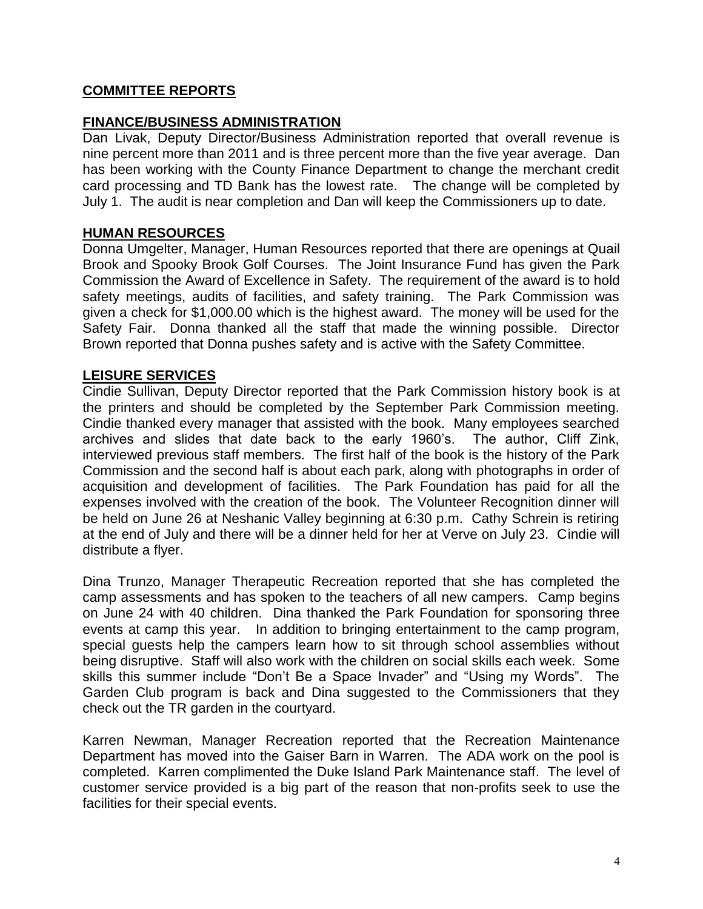## COMMITTEE REPORTS

### FINANCE/BUSINESS ADMINISTRATION

Dan Livak, Deputy Director/Business Administration reported that overall revenue is nine percent more than 2011 and is three percent more than the five year average. Dan has been working with the County Finance Department to change the merchant credit card processing and TD Bank has the lowest rate. The change will be completed by July 1. The audit is near completion and Dan will keep the Commissioners up to date.

### HUMAN RESOURCES

Donna Umgelter, Manager, Human Resources reported that there are openings at Quail Brook and Spooky Brook Golf Courses. The Joint Insurance Fund has given the Park Commission the Award of Excellence in Safety. The requirement of the award is to hold safety meetings, audits of facilities, and safety training. The Park Commission was given a check for $1,000.00 which is the highest award. The money will be used for the Safety Fair. Donna thanked all the staff that made the winning possible. Director Brown reported that Donna pushes safety and is active with the Safety Committee.

### LEISURE SERVICES

Cindie Sullivan, Deputy Director reported that the Park Commission history book is at the printers and should be completed by the September Park Commission meeting. Cindie thanked every manager that assisted with the book. Many employees searched archives and slides that date back to the early 1960's. The author, Cliff Zink, interviewed previous staff members. The first half of the book is the history of the Park Commission and the second half is about each park, along with photographs in order of acquisition and development of facilities. The Park Foundation has paid for all the expenses involved with the creation of the book. The Volunteer Recognition dinner will be held on June 26 at Neshanic Valley beginning at 6:30 p.m. Cathy Schrein is retiring at the end of July and there will be a dinner held for her at Verve on July 23. Cindie will distribute a flyer.

Dina Trunzo, Manager Therapeutic Recreation reported that she has completed the camp assessments and has spoken to the teachers of all new campers. Camp begins on June 24 with 40 children. Dina thanked the Park Foundation for sponsoring three events at camp this year. In addition to bringing entertainment to the camp program, special guests help the campers learn how to sit through school assemblies without being disruptive. Staff will also work with the children on social skills each week. Some skills this summer include "Don't Be a Space Invader" and "Using my Words". The Garden Club program is back and Dina suggested to the Commissioners that they check out the TR garden in the courtyard.

Karren Newman, Manager Recreation reported that the Recreation Maintenance Department has moved into the Gaiser Barn in Warren. The ADA work on the pool is completed. Karren complimented the Duke Island Park Maintenance staff. The level of customer service provided is a big part of the reason that non-profits seek to use the facilities for their special events.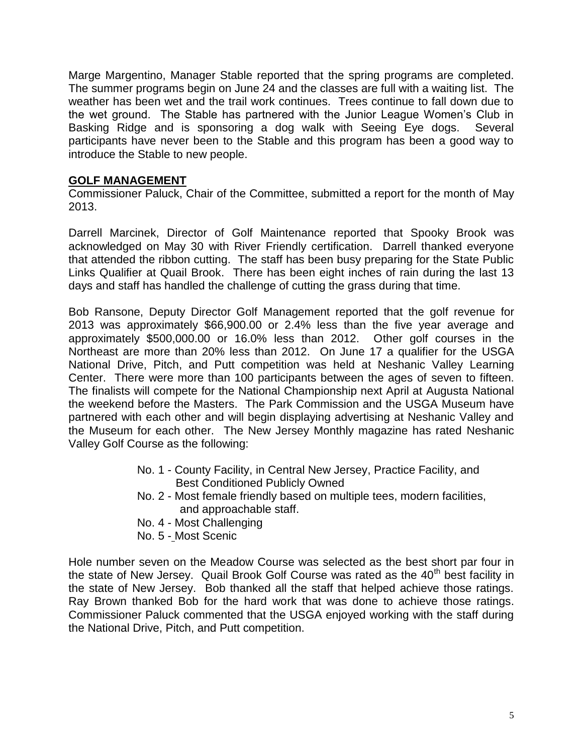Marge Margentino, Manager Stable reported that the spring programs are completed. The summer programs begin on June 24 and the classes are full with a waiting list. The weather has been wet and the trail work continues. Trees continue to fall down due to the wet ground. The Stable has partnered with the Junior League Women's Club in Basking Ridge and is sponsoring a dog walk with Seeing Eye dogs. Several participants have never been to the Stable and this program has been a good way to introduce the Stable to new people.

## GOLF MANAGEMENT

Commissioner Paluck, Chair of the Committee, submitted a report for the month of May 2013.

Darrell Marcinek, Director of Golf Maintenance reported that Spooky Brook was acknowledged on May 30 with River Friendly certification. Darrell thanked everyone that attended the ribbon cutting. The staff has been busy preparing for the State Public Links Qualifier at Quail Brook. There has been eight inches of rain during the last 13 days and staff has handled the challenge of cutting the grass during that time.

Bob Ransone, Deputy Director Golf Management reported that the golf revenue for 2013 was approximately $66,900.00 or 2.4% less than the five year average and approximately $500,000.00 or 16.0% less than 2012. Other golf courses in the Northeast are more than 20% less than 2012. On June 17 a qualifier for the USGA National Drive, Pitch, and Putt competition was held at Neshanic Valley Learning Center. There were more than 100 participants between the ages of seven to fifteen. The finalists will compete for the National Championship next April at Augusta National the weekend before the Masters. The Park Commission and the USGA Museum have partnered with each other and will begin displaying advertising at Neshanic Valley and the Museum for each other. The New Jersey Monthly magazine has rated Neshanic Valley Golf Course as the following:

- No. 1 - County Facility, in Central New Jersey, Practice Facility, and Best Conditioned Publicly Owned
- No. 2 - Most female friendly based on multiple tees, modern facilities, and approachable staff.
- No. 4 - Most Challenging
- No. 5 - Most Scenic

Hole number seven on the Meadow Course was selected as the best short par four in the state of New Jersey. Quail Brook Golf Course was rated as the 40th best facility in the state of New Jersey. Bob thanked all the staff that helped achieve those ratings. Ray Brown thanked Bob for the hard work that was done to achieve those ratings. Commissioner Paluck commented that the USGA enjoyed working with the staff during the National Drive, Pitch, and Putt competition.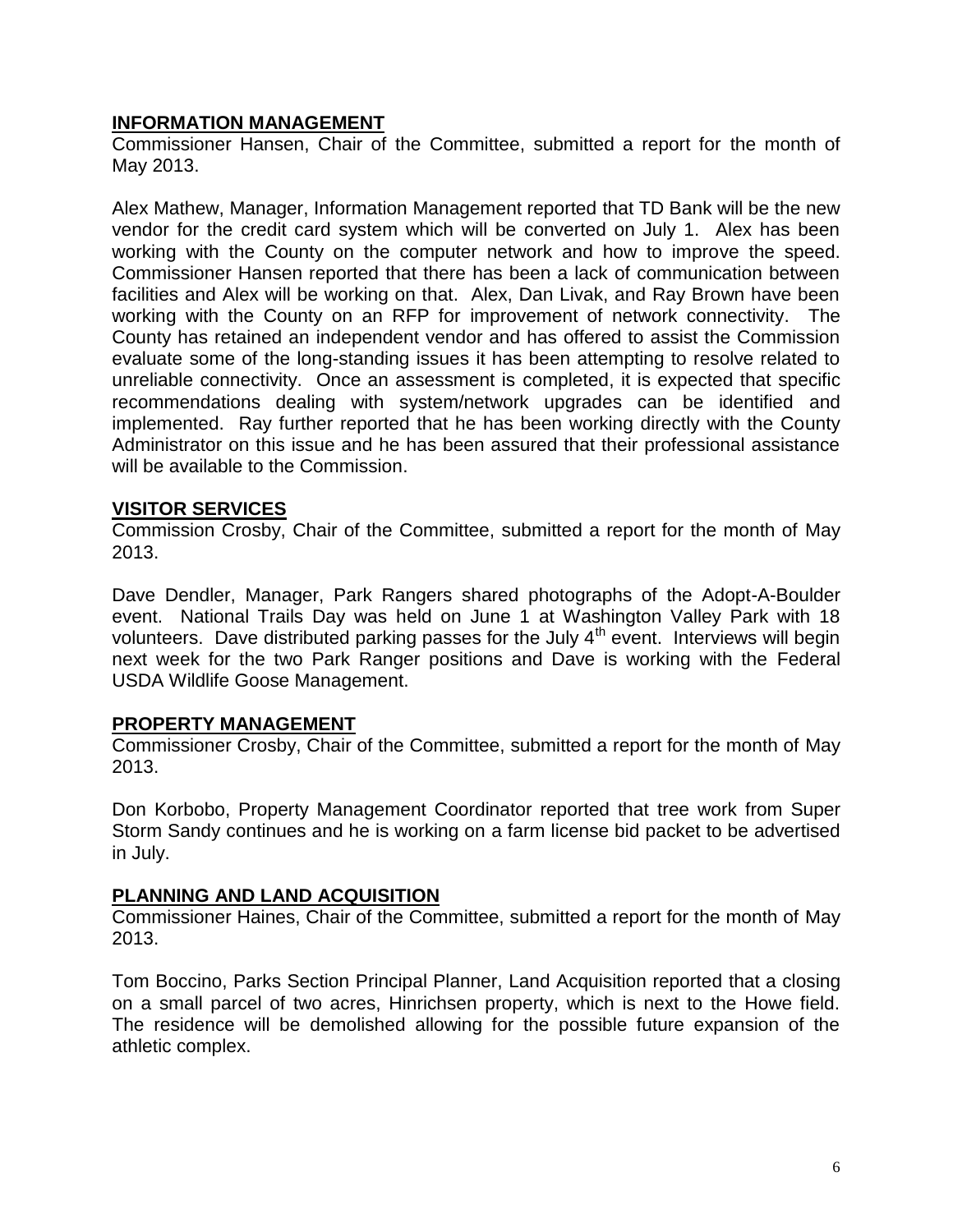## INFORMATION MANAGEMENT

Commissioner Hansen, Chair of the Committee, submitted a report for the month of May 2013.

Alex Mathew, Manager, Information Management reported that TD Bank will be the new vendor for the credit card system which will be converted on July 1. Alex has been working with the County on the computer network and how to improve the speed. Commissioner Hansen reported that there has been a lack of communication between facilities and Alex will be working on that. Alex, Dan Livak, and Ray Brown have been working with the County on an RFP for improvement of network connectivity. The County has retained an independent vendor and has offered to assist the Commission evaluate some of the long-standing issues it has been attempting to resolve related to unreliable connectivity. Once an assessment is completed, it is expected that specific recommendations dealing with system/network upgrades can be identified and implemented. Ray further reported that he has been working directly with the County Administrator on this issue and he has been assured that their professional assistance will be available to the Commission.

## VISITOR SERVICES

Commission Crosby, Chair of the Committee, submitted a report for the month of May 2013.

Dave Dendler, Manager, Park Rangers shared photographs of the Adopt-A-Boulder event. National Trails Day was held on June 1 at Washington Valley Park with 18 volunteers. Dave distributed parking passes for the July 4th event. Interviews will begin next week for the two Park Ranger positions and Dave is working with the Federal USDA Wildlife Goose Management.

## PROPERTY MANAGEMENT

Commissioner Crosby, Chair of the Committee, submitted a report for the month of May 2013.

Don Korbobo, Property Management Coordinator reported that tree work from Super Storm Sandy continues and he is working on a farm license bid packet to be advertised in July.

## PLANNING AND LAND ACQUISITION

Commissioner Haines, Chair of the Committee, submitted a report for the month of May 2013.

Tom Boccino, Parks Section Principal Planner, Land Acquisition reported that a closing on a small parcel of two acres, Hinrichsen property, which is next to the Howe field. The residence will be demolished allowing for the possible future expansion of the athletic complex.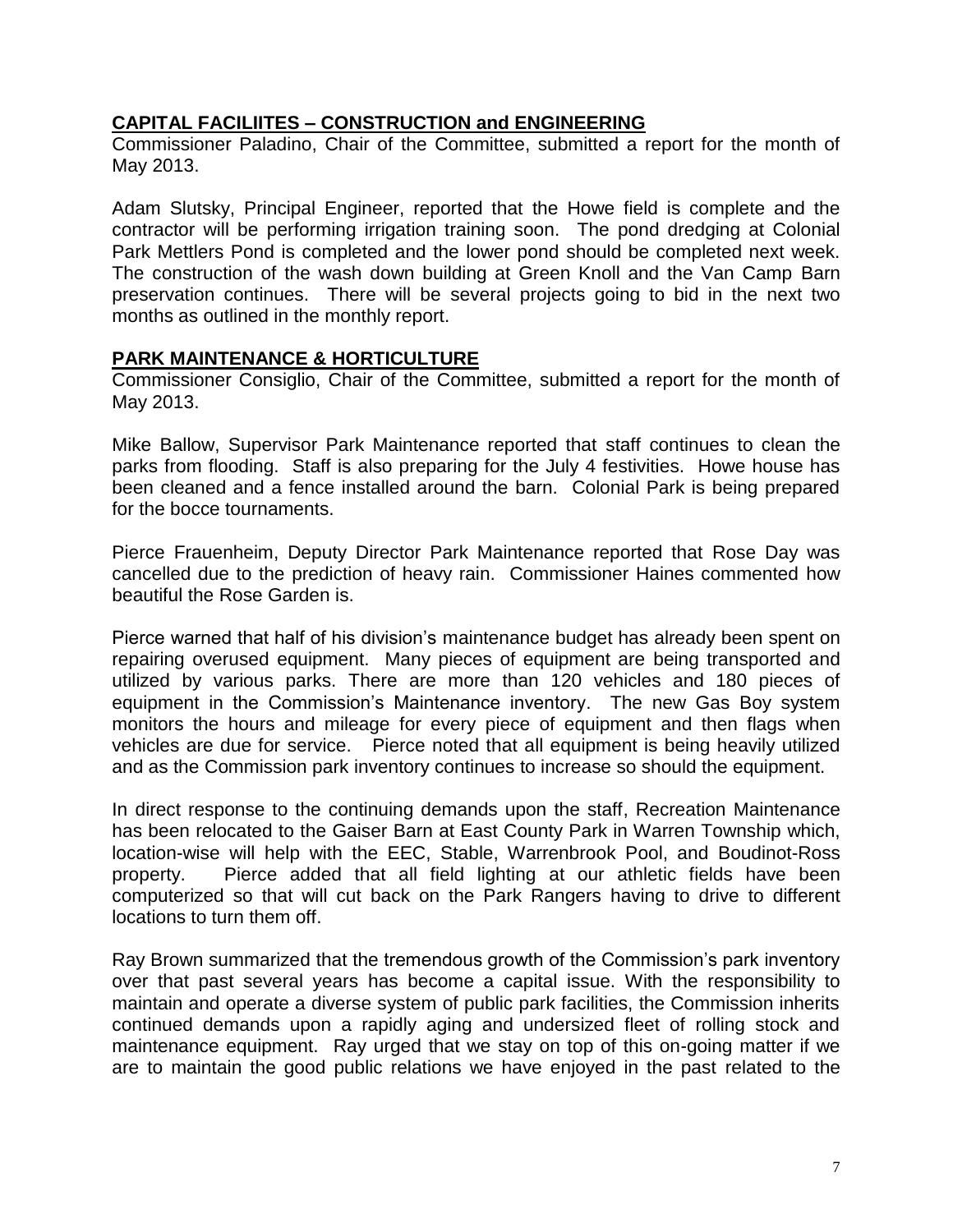## CAPITAL FACILIITES – CONSTRUCTION and ENGINEERING

Commissioner Paladino, Chair of the Committee, submitted a report for the month of May 2013.

Adam Slutsky, Principal Engineer, reported that the Howe field is complete and the contractor will be performing irrigation training soon. The pond dredging at Colonial Park Mettlers Pond is completed and the lower pond should be completed next week. The construction of the wash down building at Green Knoll and the Van Camp Barn preservation continues. There will be several projects going to bid in the next two months as outlined in the monthly report.

## PARK MAINTENANCE & HORTICULTURE

Commissioner Consiglio, Chair of the Committee, submitted a report for the month of May 2013.

Mike Ballow, Supervisor Park Maintenance reported that staff continues to clean the parks from flooding. Staff is also preparing for the July 4 festivities. Howe house has been cleaned and a fence installed around the barn. Colonial Park is being prepared for the bocce tournaments.

Pierce Frauenheim, Deputy Director Park Maintenance reported that Rose Day was cancelled due to the prediction of heavy rain. Commissioner Haines commented how beautiful the Rose Garden is.

Pierce warned that half of his division's maintenance budget has already been spent on repairing overused equipment. Many pieces of equipment are being transported and utilized by various parks. There are more than 120 vehicles and 180 pieces of equipment in the Commission's Maintenance inventory. The new Gas Boy system monitors the hours and mileage for every piece of equipment and then flags when vehicles are due for service. Pierce noted that all equipment is being heavily utilized and as the Commission park inventory continues to increase so should the equipment.

In direct response to the continuing demands upon the staff, Recreation Maintenance has been relocated to the Gaiser Barn at East County Park in Warren Township which, location-wise will help with the EEC, Stable, Warrenbrook Pool, and Boudinot-Ross property. Pierce added that all field lighting at our athletic fields have been computerized so that will cut back on the Park Rangers having to drive to different locations to turn them off.

Ray Brown summarized that the tremendous growth of the Commission's park inventory over that past several years has become a capital issue. With the responsibility to maintain and operate a diverse system of public park facilities, the Commission inherits continued demands upon a rapidly aging and undersized fleet of rolling stock and maintenance equipment. Ray urged that we stay on top of this on-going matter if we are to maintain the good public relations we have enjoyed in the past related to the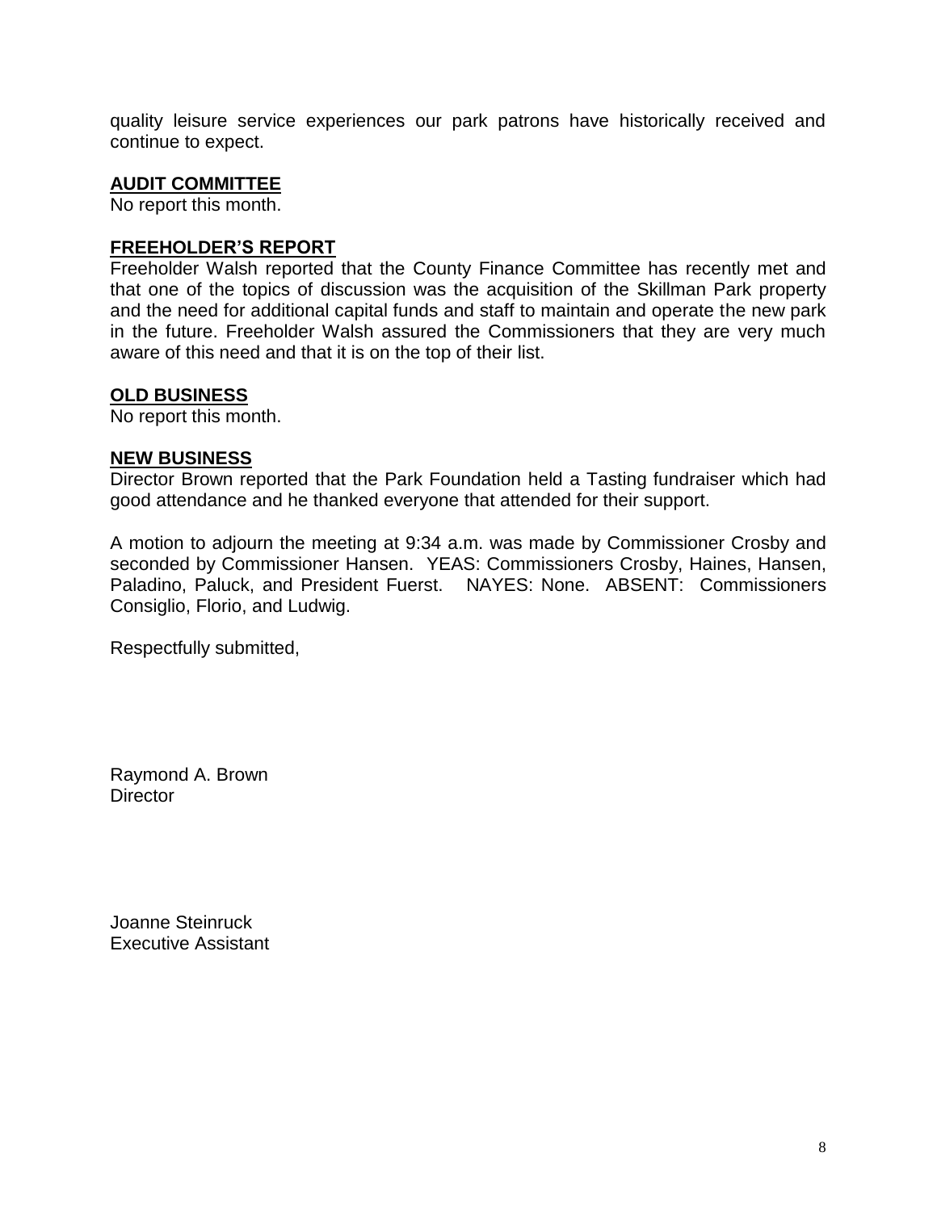quality leisure service experiences our park patrons have historically received and continue to expect.

**AUDIT COMMITTEE**

No report this month.

**FREEHOLDER'S REPORT**

Freeholder Walsh reported that the County Finance Committee has recently met and that one of the topics of discussion was the acquisition of the Skillman Park property and the need for additional capital funds and staff to maintain and operate the new park in the future. Freeholder Walsh assured the Commissioners that they are very much aware of this need and that it is on the top of their list.

**OLD BUSINESS**

No report this month.

**NEW BUSINESS**

Director Brown reported that the Park Foundation held a Tasting fundraiser which had good attendance and he thanked everyone that attended for their support.

A motion to adjourn the meeting at 9:34 a.m. was made by Commissioner Crosby and seconded by Commissioner Hansen. YEAS: Commissioners Crosby, Haines, Hansen, Paladino, Paluck, and President Fuerst. NAYES: None. ABSENT: Commissioners Consiglio, Florio, and Ludwig.

Respectfully submitted,

Raymond A. Brown
Director

Joanne Steinruck
Executive Assistant